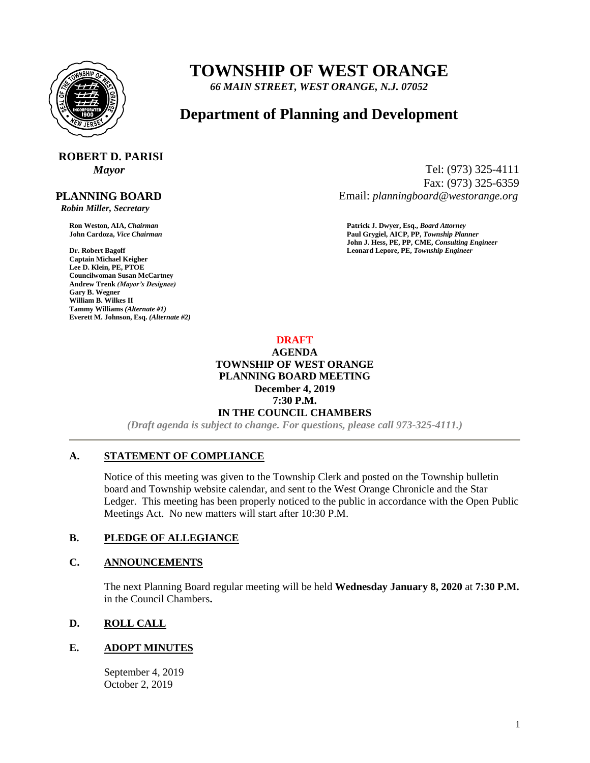# TOWNSHIP OF WEST ORANGE

*66 MAIN STREET, WEST ORANGE, N.J. 07052*

## Department of Planning and Development

**ROBERT D. PARISI**
*Mayor*

Tel: (973) 325-4111
Fax: (973) 325-6359
Email: *planningboard@westorange.org*

**PLANNING BOARD**
*Robin Miller, Secretary*

**Ron Weston, AIA,** ***Chairman***
**John Cardoza,** ***Vice Chairman***

**Dr. Robert Bagoff**
**Captain Michael Keigher**
**Lee D. Klein, PE, PTOE**
**Councilwoman Susan McCartney**
**Andrew Trenk** ***(Mayor's Designee)***
**Gary B. Wegner**
**William B. Wilkes II**
**Tammy Williams** ***(Alternate #1)***
**Everett M. Johnson, Esq.** ***(Alternate #2)***

**Patrick J. Dwyer, Esq.,** ***Board Attorney***
**Paul Grygiel, AICP, PP,** ***Township Planner***
**John J. Hess, PE, PP, CME,** ***Consulting Engineer***
**Leonard Lepore, PE,** ***Township Engineer***

**DRAFT**

**AGENDA**
**TOWNSHIP OF WEST ORANGE**
**PLANNING BOARD MEETING**
**December 4, 2019**
**7:30 P.M.**
**IN THE COUNCIL CHAMBERS**

*(Draft agenda is subject to change. For questions, please call 973-325-4111.)*

---

### A. STATEMENT OF COMPLIANCE

Notice of this meeting was given to the Township Clerk and posted on the Township bulletin board and Township website calendar, and sent to the West Orange Chronicle and the Star Ledger. This meeting has been properly noticed to the public in accordance with the Open Public Meetings Act. No new matters will start after 10:30 P.M.

### B. PLEDGE OF ALLEGIANCE

### C. ANNOUNCEMENTS

The next Planning Board regular meeting will be held **Wednesday January 8, 2020** at **7:30 P.M.** in the Council Chambers**.**

### D. ROLL CALL

### E. ADOPT MINUTES

September 4, 2019
October 2, 2019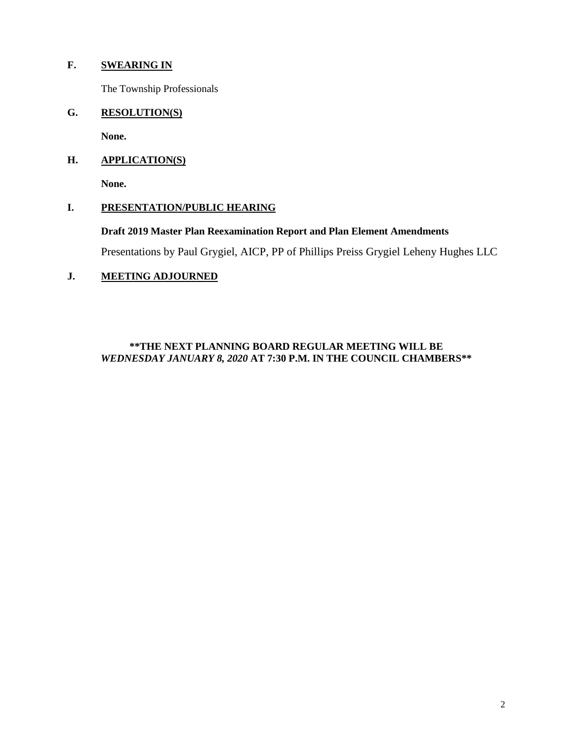**F.** **SWEARING IN**

The Township Professionals

**G.** **RESOLUTION(S)**

**None.**

**H.** **APPLICATION(S)**

**None.**

**I.** **PRESENTATION/PUBLIC HEARING**

**Draft 2019 Master Plan Reexamination Report and Plan Element Amendments**

Presentations by Paul Grygiel, AICP, PP of Phillips Preiss Grygiel Leheny Hughes LLC

**J.** **MEETING ADJOURNED**

**\*\*THE NEXT PLANNING BOARD REGULAR MEETING WILL BE *WEDNESDAY JANUARY 8, 2020* AT 7:30 P.M. IN THE COUNCIL CHAMBERS\*\***